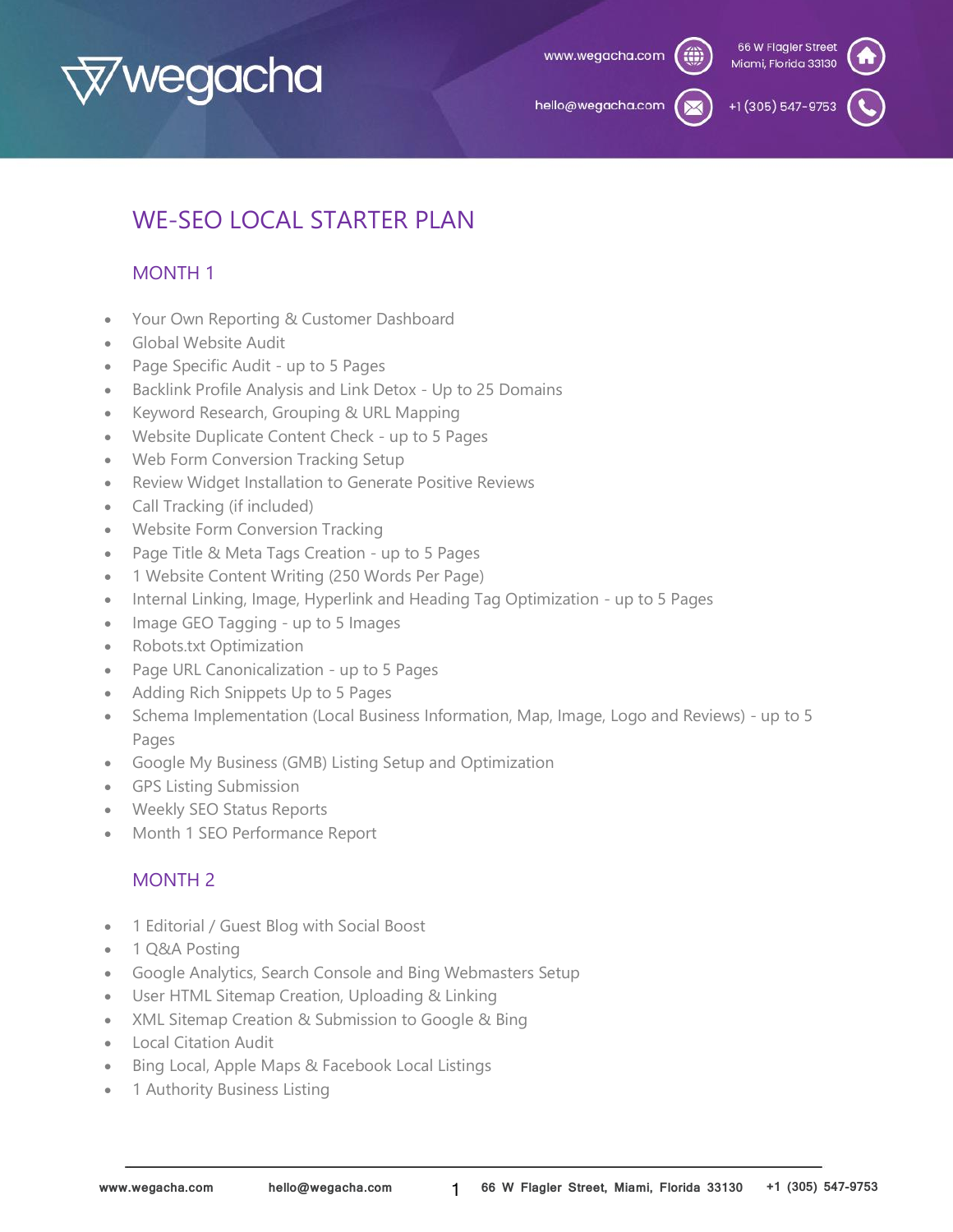# WE-SEO LOCAL STARTER PLAN

## MONTH 1

- Your Own Reporting & Customer Dashboard
- Global Website Audit
- Page Specific Audit - up to 5 Pages
- Backlink Profile Analysis and Link Detox - Up to 25 Domains
- Keyword Research, Grouping & URL Mapping
- Website Duplicate Content Check - up to 5 Pages
- Web Form Conversion Tracking Setup
- Review Widget Installation to Generate Positive Reviews
- Call Tracking (if included)
- Website Form Conversion Tracking
- Page Title & Meta Tags Creation - up to 5 Pages
- 1 Website Content Writing (250 Words Per Page)
- Internal Linking, Image, Hyperlink and Heading Tag Optimization - up to 5 Pages
- Image GEO Tagging - up to 5 Images
- Robots.txt Optimization
- Page URL Canonicalization - up to 5 Pages
- Adding Rich Snippets Up to 5 Pages
- Schema Implementation (Local Business Information, Map, Image, Logo and Reviews) - up to 5 Pages
- Google My Business (GMB) Listing Setup and Optimization
- GPS Listing Submission
- Weekly SEO Status Reports
- Month 1 SEO Performance Report

## MONTH 2

- 1 Editorial / Guest Blog with Social Boost
- 1 Q&A Posting
- Google Analytics, Search Console and Bing Webmasters Setup
- User HTML Sitemap Creation, Uploading & Linking
- XML Sitemap Creation & Submission to Google & Bing
- Local Citation Audit
- Bing Local, Apple Maps & Facebook Local Listings
- 1 Authority Business Listing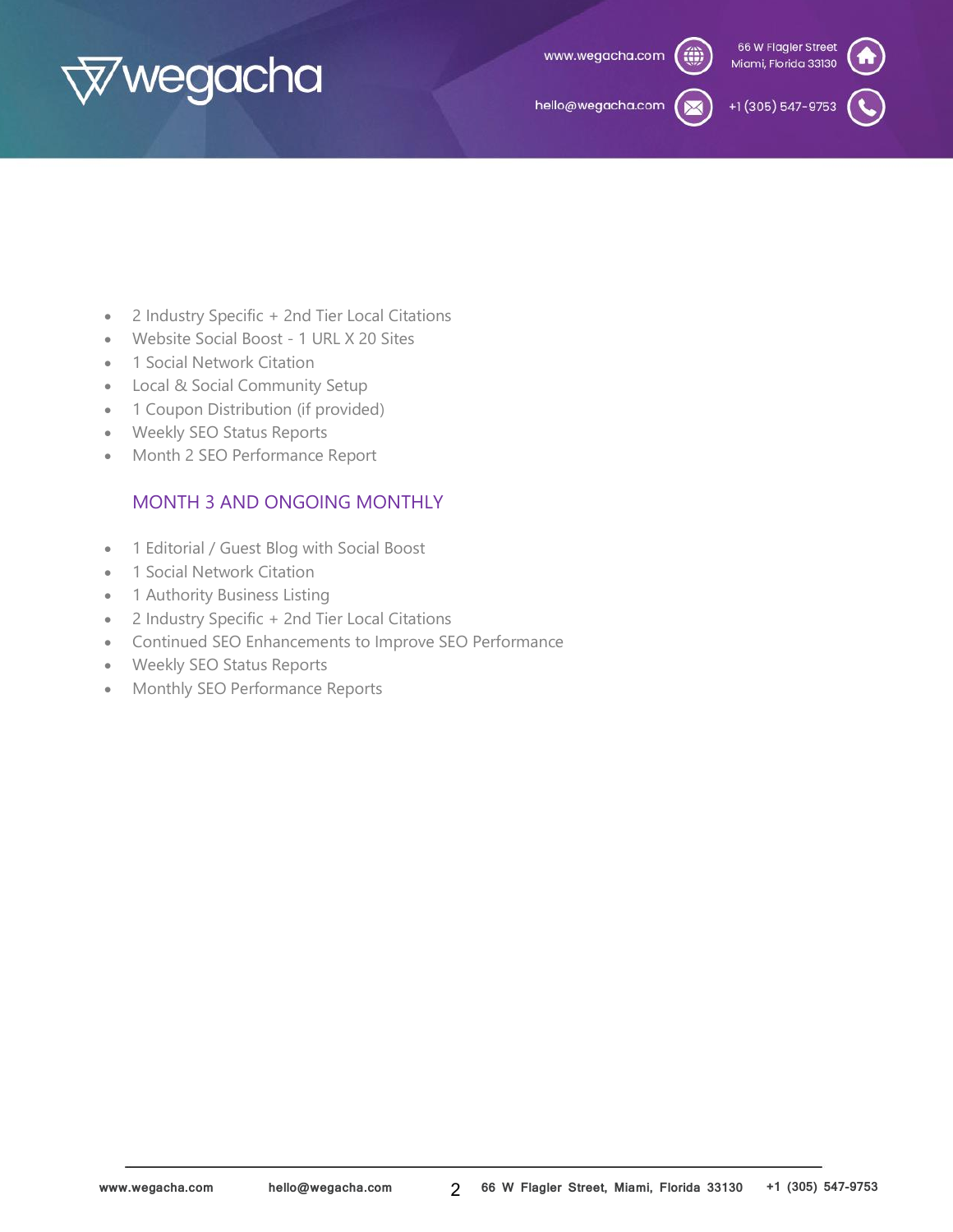- 2 Industry Specific + 2nd Tier Local Citations
- Website Social Boost - 1 URL X 20 Sites
- 1 Social Network Citation
- Local & Social Community Setup
- 1 Coupon Distribution (if provided)
- Weekly SEO Status Reports
- Month 2 SEO Performance Report

### MONTH 3 AND ONGOING MONTHLY

- 1 Editorial / Guest Blog with Social Boost
- 1 Social Network Citation
- 1 Authority Business Listing
- 2 Industry Specific + 2nd Tier Local Citations
- Continued SEO Enhancements to Improve SEO Performance
- Weekly SEO Status Reports
- Monthly SEO Performance Reports